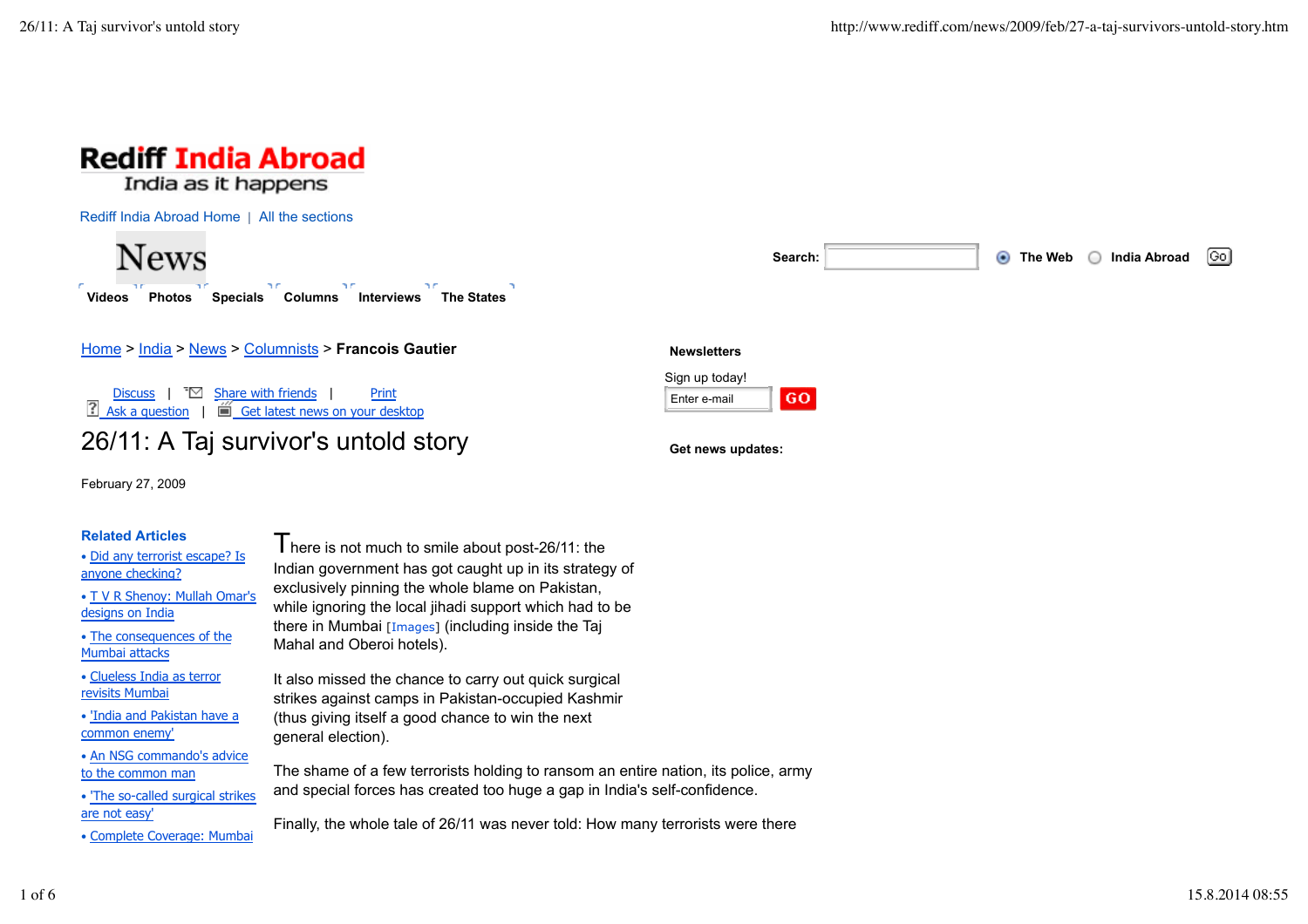# Rediff India Abroad

India as it happens

Rediff India Abroad Home | All the sections

News

Videos Photos Specials Columns Interviews The States

Search: The Web India Abroad Go

Home > India > News > Columnists > **Francois Gautier**

Discuss | Share with friends | Print
Ask a question | Get latest news on your desktop

# 26/11: A Taj survivor's untold story

February 27, 2009

**Newsletters**

Sign up today!

Enter e-mail GO

**Get news updates:**

**Related Articles**

- Did any terrorist escape? Is anyone checking?
- T V R Shenoy: Mullah Omar's designs on India
- The consequences of the Mumbai attacks
- Clueless India as terror revisits Mumbai
- 'India and Pakistan have a common enemy'
- An NSG commando's advice to the common man
- 'The so-called surgical strikes are not easy'
- Complete Coverage: Mumbai

There is not much to smile about post-26/11: the Indian government has got caught up in its strategy of exclusively pinning the whole blame on Pakistan, while ignoring the local jihadi support which had to be there in Mumbai [Images] (including inside the Taj Mahal and Oberoi hotels).

It also missed the chance to carry out quick surgical strikes against camps in Pakistan-occupied Kashmir (thus giving itself a good chance to win the next general election).

The shame of a few terrorists holding to ransom an entire nation, its police, army and special forces has created too huge a gap in India's self-confidence.

Finally, the whole tale of 26/11 was never told: How many terrorists were there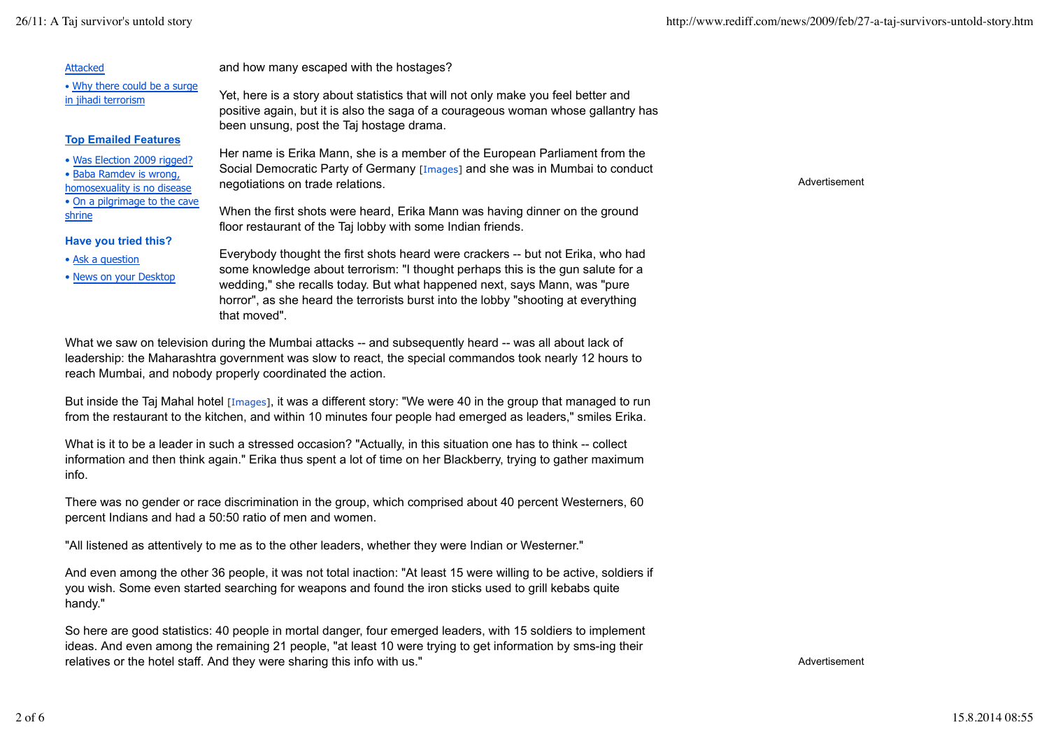Attacked

- Why there could be a surge in jihadi terrorism

**Top Emailed Features**

- Was Election 2009 rigged?
- Baba Ramdev is wrong, homosexuality is no disease
- On a pilgrimage to the cave shrine

**Have you tried this?**

- Ask a question
- News on your Desktop

and how many escaped with the hostages?

Yet, here is a story about statistics that will not only make you feel better and positive again, but it is also the saga of a courageous woman whose gallantry has been unsung, post the Taj hostage drama.

Her name is Erika Mann, she is a member of the European Parliament from the Social Democratic Party of Germany [Images] and she was in Mumbai to conduct negotiations on trade relations.

When the first shots were heard, Erika Mann was having dinner on the ground floor restaurant of the Taj lobby with some Indian friends.

Everybody thought the first shots heard were crackers -- but not Erika, who had some knowledge about terrorism: "I thought perhaps this is the gun salute for a wedding," she recalls today. But what happened next, says Mann, was "pure horror", as she heard the terrorists burst into the lobby "shooting at everything that moved".

What we saw on television during the Mumbai attacks -- and subsequently heard -- was all about lack of leadership: the Maharashtra government was slow to react, the special commandos took nearly 12 hours to reach Mumbai, and nobody properly coordinated the action.

But inside the Taj Mahal hotel [Images], it was a different story: "We were 40 in the group that managed to run from the restaurant to the kitchen, and within 10 minutes four people had emerged as leaders," smiles Erika.

What is it to be a leader in such a stressed occasion? "Actually, in this situation one has to think -- collect information and then think again." Erika thus spent a lot of time on her Blackberry, trying to gather maximum info.

There was no gender or race discrimination in the group, which comprised about 40 percent Westerners, 60 percent Indians and had a 50:50 ratio of men and women.

"All listened as attentively to me as to the other leaders, whether they were Indian or Westerner."

And even among the other 36 people, it was not total inaction: "At least 15 were willing to be active, soldiers if you wish. Some even started searching for weapons and found the iron sticks used to grill kebabs quite handy."

So here are good statistics: 40 people in mortal danger, four emerged leaders, with 15 soldiers to implement ideas. And even among the remaining 21 people, "at least 10 were trying to get information by sms-ing their relatives or the hotel staff. And they were sharing this info with us."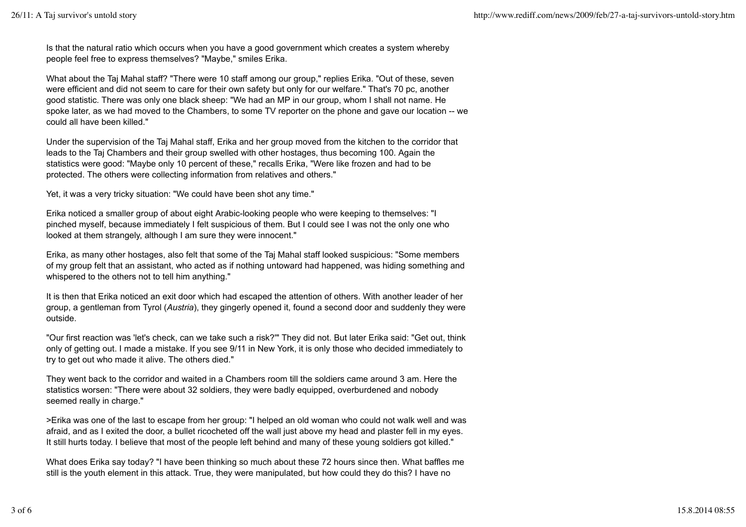Is that the natural ratio which occurs when you have a good government which creates a system whereby people feel free to express themselves? "Maybe," smiles Erika.

What about the Taj Mahal staff? "There were 10 staff among our group," replies Erika. "Out of these, seven were efficient and did not seem to care for their own safety but only for our welfare." That's 70 pc, another good statistic. There was only one black sheep: "We had an MP in our group, whom I shall not name. He spoke later, as we had moved to the Chambers, to some TV reporter on the phone and gave our location -- we could all have been killed."

Under the supervision of the Taj Mahal staff, Erika and her group moved from the kitchen to the corridor that leads to the Taj Chambers and their group swelled with other hostages, thus becoming 100. Again the statistics were good: "Maybe only 10 percent of these," recalls Erika, "Were like frozen and had to be protected. The others were collecting information from relatives and others."

Yet, it was a very tricky situation: "We could have been shot any time."

Erika noticed a smaller group of about eight Arabic-looking people who were keeping to themselves: "I pinched myself, because immediately I felt suspicious of them. But I could see I was not the only one who looked at them strangely, although I am sure they were innocent."

Erika, as many other hostages, also felt that some of the Taj Mahal staff looked suspicious: "Some members of my group felt that an assistant, who acted as if nothing untoward had happened, was hiding something and whispered to the others not to tell him anything."

It is then that Erika noticed an exit door which had escaped the attention of others. With another leader of her group, a gentleman from Tyrol (*Austria*), they gingerly opened it, found a second door and suddenly they were outside.

"Our first reaction was 'let's check, can we take such a risk?'" They did not. But later Erika said: "Get out, think only of getting out. I made a mistake. If you see 9/11 in New York, it is only those who decided immediately to try to get out who made it alive. The others died."

They went back to the corridor and waited in a Chambers room till the soldiers came around 3 am. Here the statistics worsen: "There were about 32 soldiers, they were badly equipped, overburdened and nobody seemed really in charge."

>Erika was one of the last to escape from her group: "I helped an old woman who could not walk well and was afraid, and as I exited the door, a bullet ricocheted off the wall just above my head and plaster fell in my eyes. It still hurts today. I believe that most of the people left behind and many of these young soldiers got killed."

What does Erika say today? "I have been thinking so much about these 72 hours since then. What baffles me still is the youth element in this attack. True, they were manipulated, but how could they do this? I have no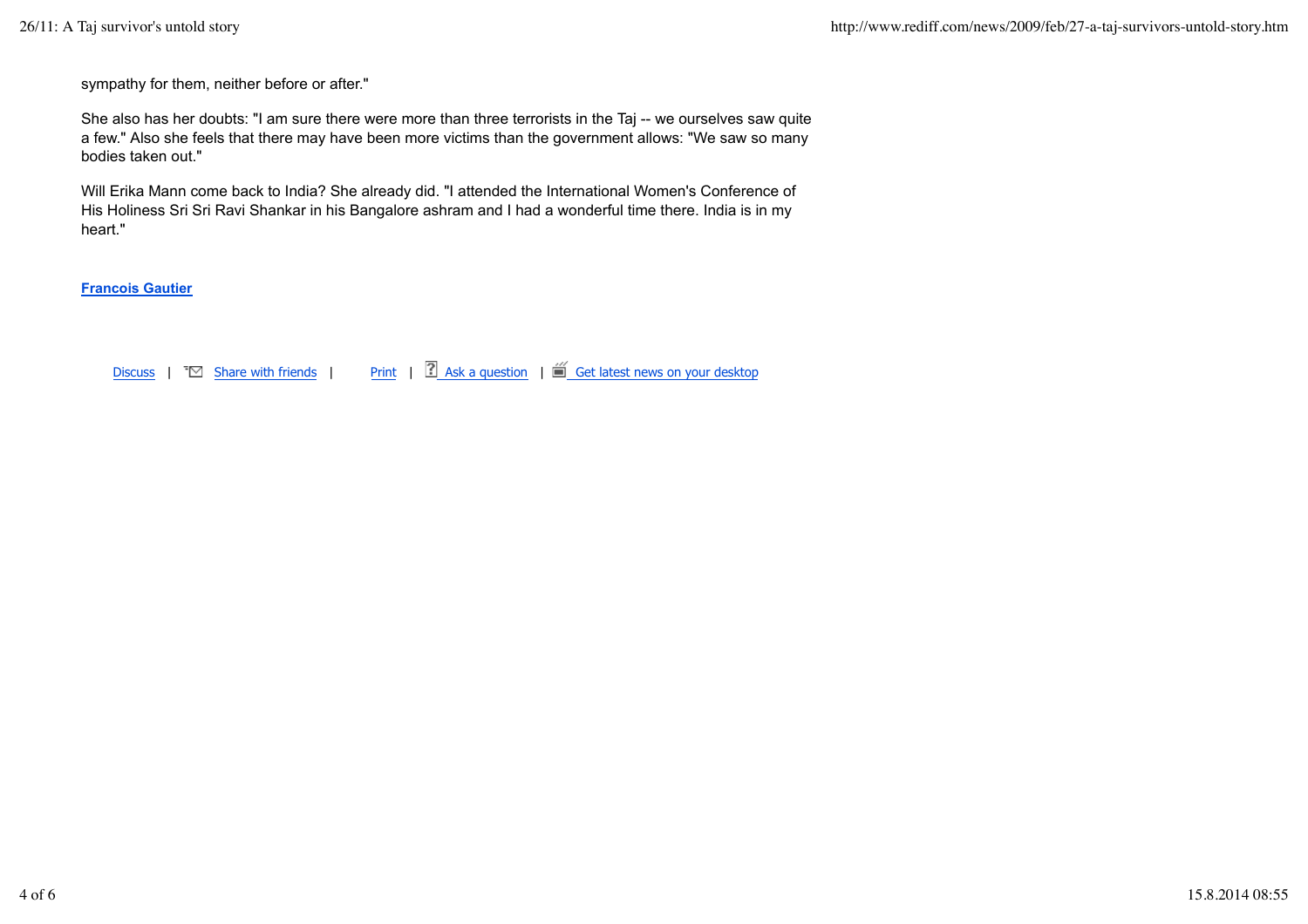sympathy for them, neither before or after."

She also has her doubts: "I am sure there were more than three terrorists in the Taj -- we ourselves saw quite a few." Also she feels that there may have been more victims than the government allows: "We saw so many bodies taken out."

Will Erika Mann come back to India? She already did. "I attended the International Women's Conference of His Holiness Sri Sri Ravi Shankar in his Bangalore ashram and I had a wonderful time there. India is in my heart."

**Francois Gautier**

Discuss | Share with friends | Print | Ask a question | Get latest news on your desktop